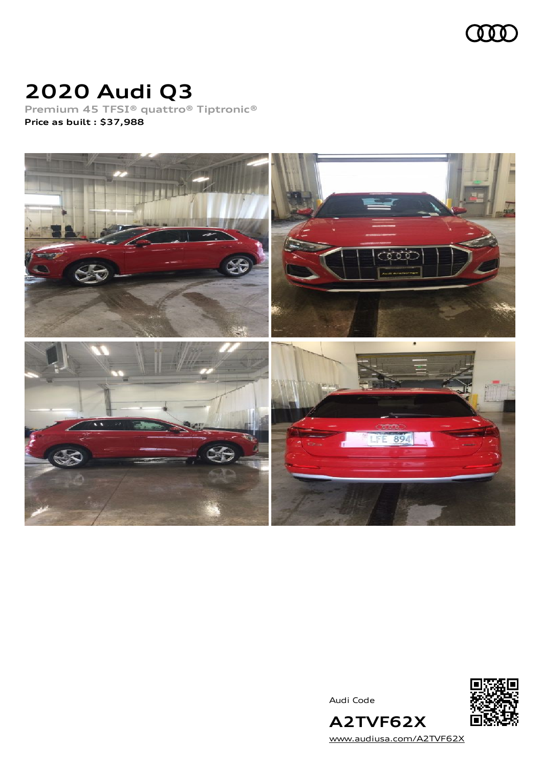# 2020 Audi Q3

Premium 45 TFSI® quattro® Tiptronic®

**Price as built : $37,988**

Audi Code

**A2TVF62X**

www.audiusa.com/A2TVF62X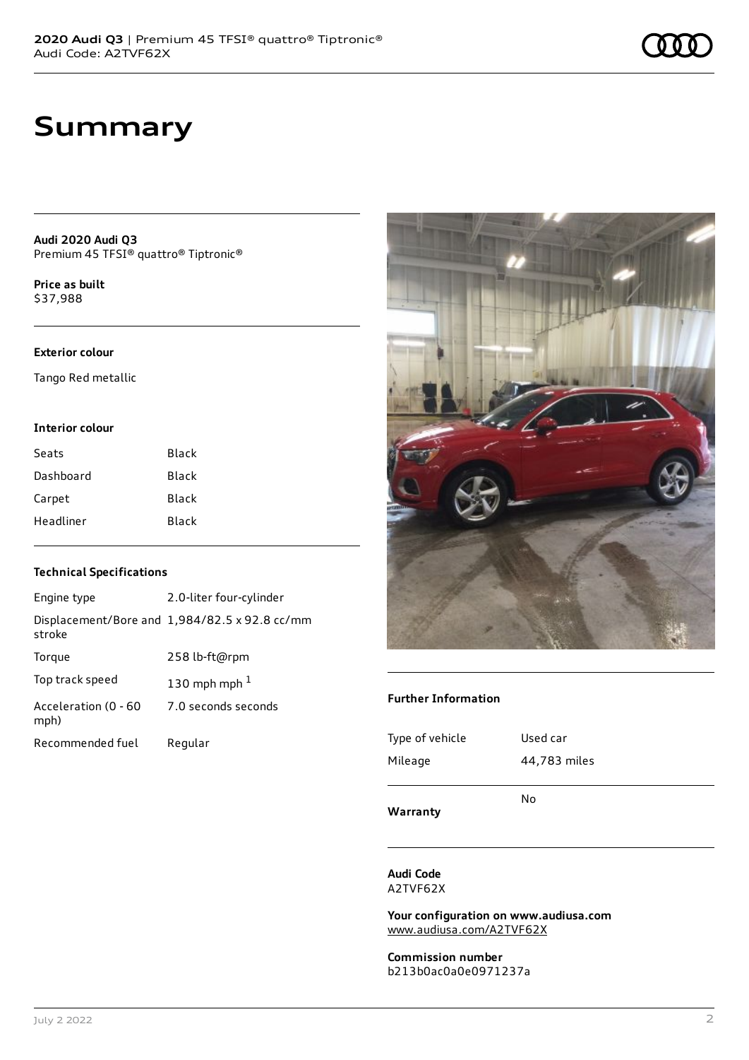# Summary

**Audi 2020 Audi Q3**
Premium 45 TFSI® quattro® Tiptronic®

**Price as built**
$37,988

### Exterior colour

Tango Red metallic

### Interior colour

| | |
|---|---|
| Seats | Black |
| Dashboard | Black |
| Carpet | Black |
| Headliner | Black |

### Technical Specifications

| | |
|---|---|
| Engine type | 2.0-liter four-cylinder |
| Displacement/Bore and stroke | 1,984/82.5 x 92.8 cc/mm |
| Torque | 258 lb-ft@rpm |
| Top track speed | 130 mph mph [1] |
| Acceleration (0 - 60 mph) | 7.0 seconds seconds |
| Recommended fuel | Regular |

### Further Information

| | |
|---|---|
| Type of vehicle | Used car |
| Mileage | 44,783 miles |
| **Warranty** | No |

**Audi Code**
A2TVF62X

**Your configuration on www.audiusa.com**
www.audiusa.com/A2TVF62X

**Commission number**
b213b0ac0a0e0971237a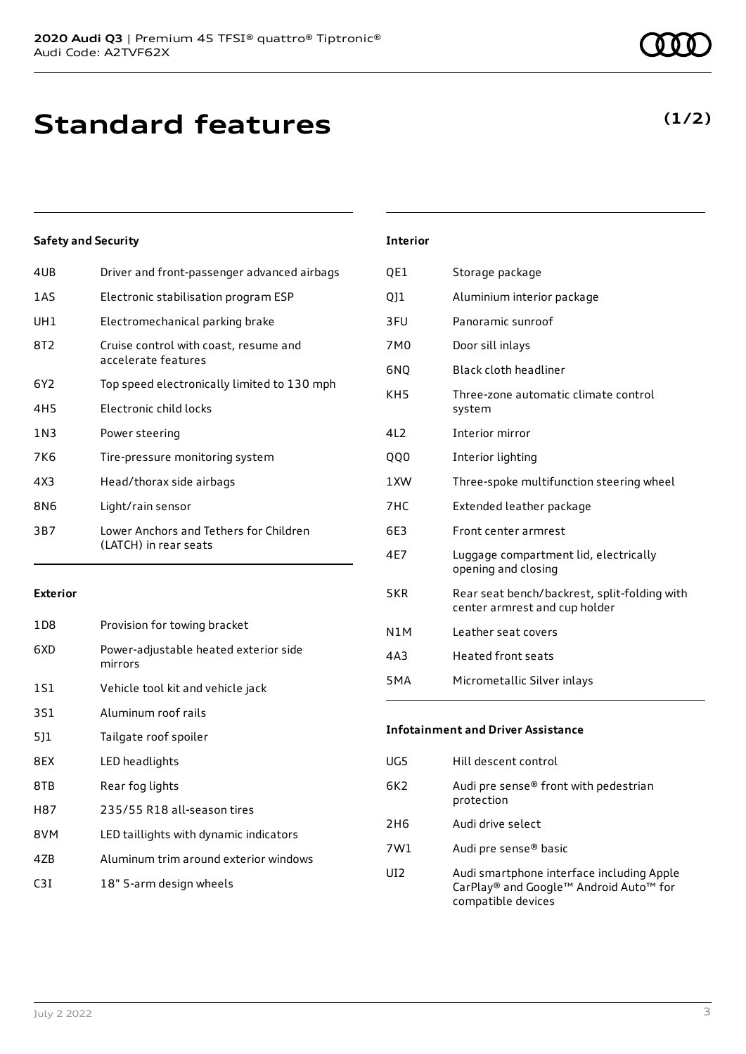**2020 Audi Q3** | Premium 45 TFSI® quattro® Tiptronic®
Audi Code: A2TVF62X

# Standard features

**(1/2)**

### Safety and Security

| | |
|---|---|
| 4UB | Driver and front-passenger advanced airbags |
| 1AS | Electronic stabilisation program ESP |
| UH1 | Electromechanical parking brake |
| 8T2 | Cruise control with coast, resume and accelerate features |
| 6Y2 | Top speed electronically limited to 130 mph |
| 4H5 | Electronic child locks |
| 1N3 | Power steering |
| 7K6 | Tire-pressure monitoring system |
| 4X3 | Head/thorax side airbags |
| 8N6 | Light/rain sensor |
| 3B7 | Lower Anchors and Tethers for Children (LATCH) in rear seats |

### Exterior

| | |
|---|---|
| 1D8 | Provision for towing bracket |
| 6XD | Power-adjustable heated exterior side mirrors |
| 1S1 | Vehicle tool kit and vehicle jack |
| 3S1 | Aluminum roof rails |
| 5J1 | Tailgate roof spoiler |
| 8EX | LED headlights |
| 8TB | Rear fog lights |
| H87 | 235/55 R18 all-season tires |
| 8VM | LED taillights with dynamic indicators |
| 4ZB | Aluminum trim around exterior windows |
| C3I | 18" 5-arm design wheels |

### Interior

| | |
|---|---|
| QE1 | Storage package |
| QJ1 | Aluminium interior package |
| 3FU | Panoramic sunroof |
| 7M0 | Door sill inlays |
| 6NQ | Black cloth headliner |
| KH5 | Three-zone automatic climate control system |
| 4L2 | Interior mirror |
| QQ0 | Interior lighting |
| 1XW | Three-spoke multifunction steering wheel |
| 7HC | Extended leather package |
| 6E3 | Front center armrest |
| 4E7 | Luggage compartment lid, electrically opening and closing |
| 5KR | Rear seat bench/backrest, split-folding with center armrest and cup holder |
| N1M | Leather seat covers |
| 4A3 | Heated front seats |
| 5MA | Micrometallic Silver inlays |

### Infotainment and Driver Assistance

| | |
|---|---|
| UG5 | Hill descent control |
| 6K2 | Audi pre sense® front with pedestrian protection |
| 2H6 | Audi drive select |
| 7W1 | Audi pre sense® basic |
| UI2 | Audi smartphone interface including Apple CarPlay® and Google™ Android Auto™ for compatible devices |

July 2 2022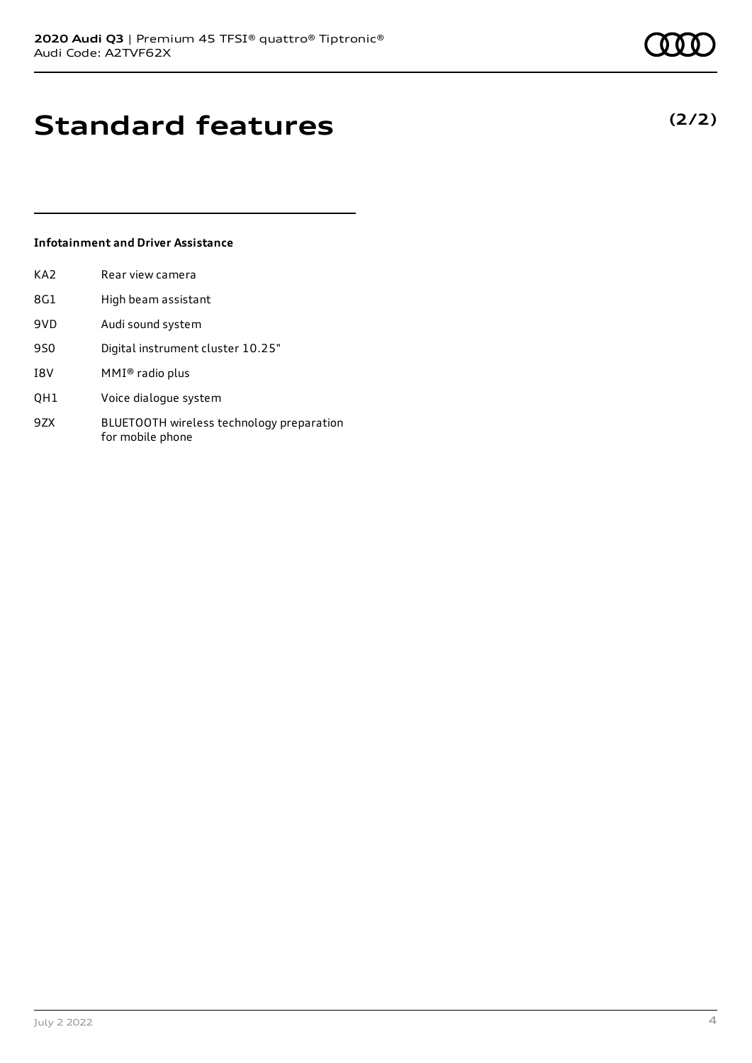# Standard features

**(2/2)**

### Infotainment and Driver Assistance

| | |
|---|---|
| KA2 | Rear view camera |
| 8G1 | High beam assistant |
| 9VD | Audi sound system |
| 9S0 | Digital instrument cluster 10.25" |
| I8V | MMI® radio plus |
| QH1 | Voice dialogue system |
| 9ZX | BLUETOOTH wireless technology preparation for mobile phone |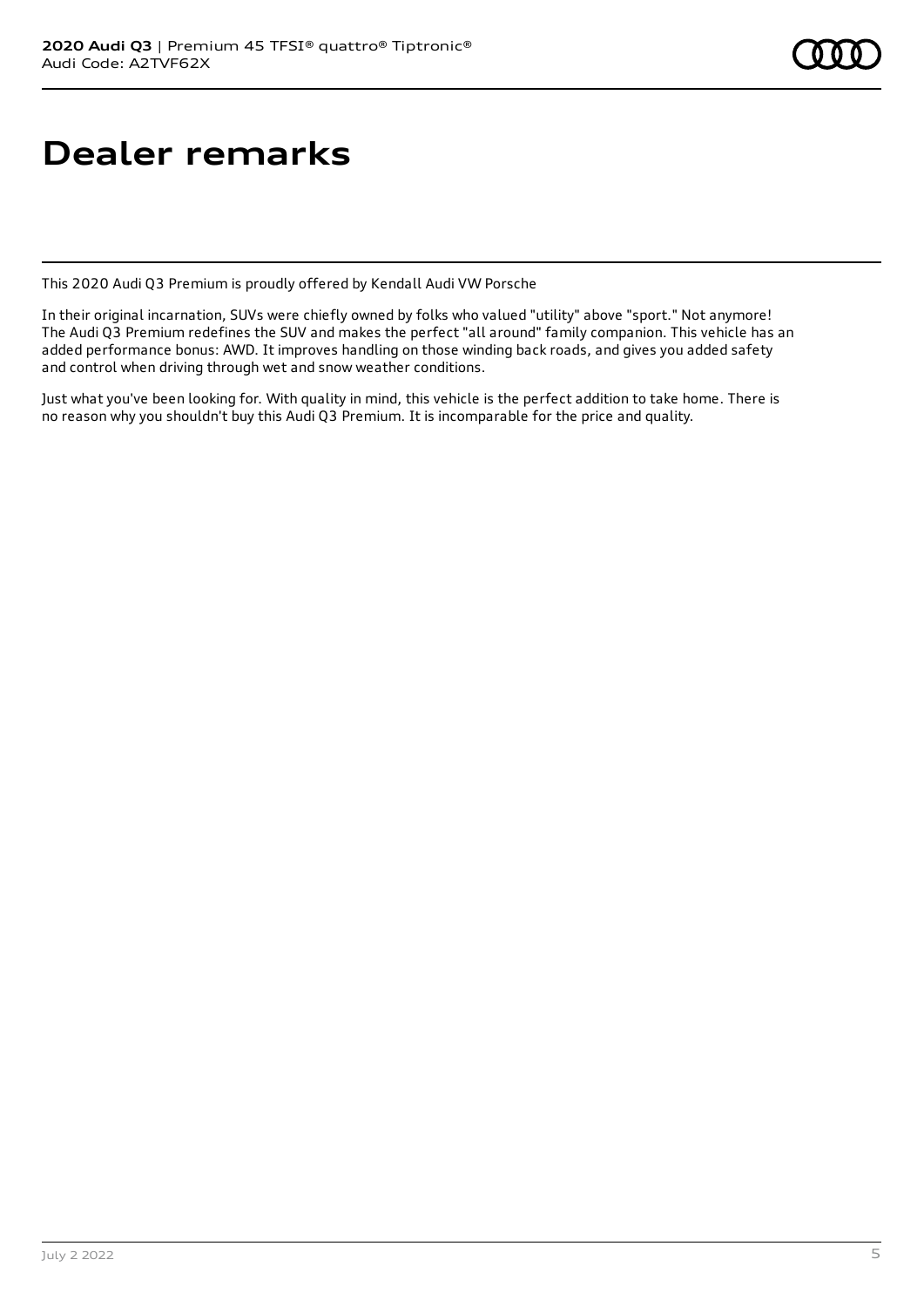# Dealer remarks

This 2020 Audi Q3 Premium is proudly offered by Kendall Audi VW Porsche

In their original incarnation, SUVs were chiefly owned by folks who valued "utility" above "sport." Not anymore! The Audi Q3 Premium redefines the SUV and makes the perfect "all around" family companion. This vehicle has an added performance bonus: AWD. It improves handling on those winding back roads, and gives you added safety and control when driving through wet and snow weather conditions.

Just what you've been looking for. With quality in mind, this vehicle is the perfect addition to take home. There is no reason why you shouldn't buy this Audi Q3 Premium. It is incomparable for the price and quality.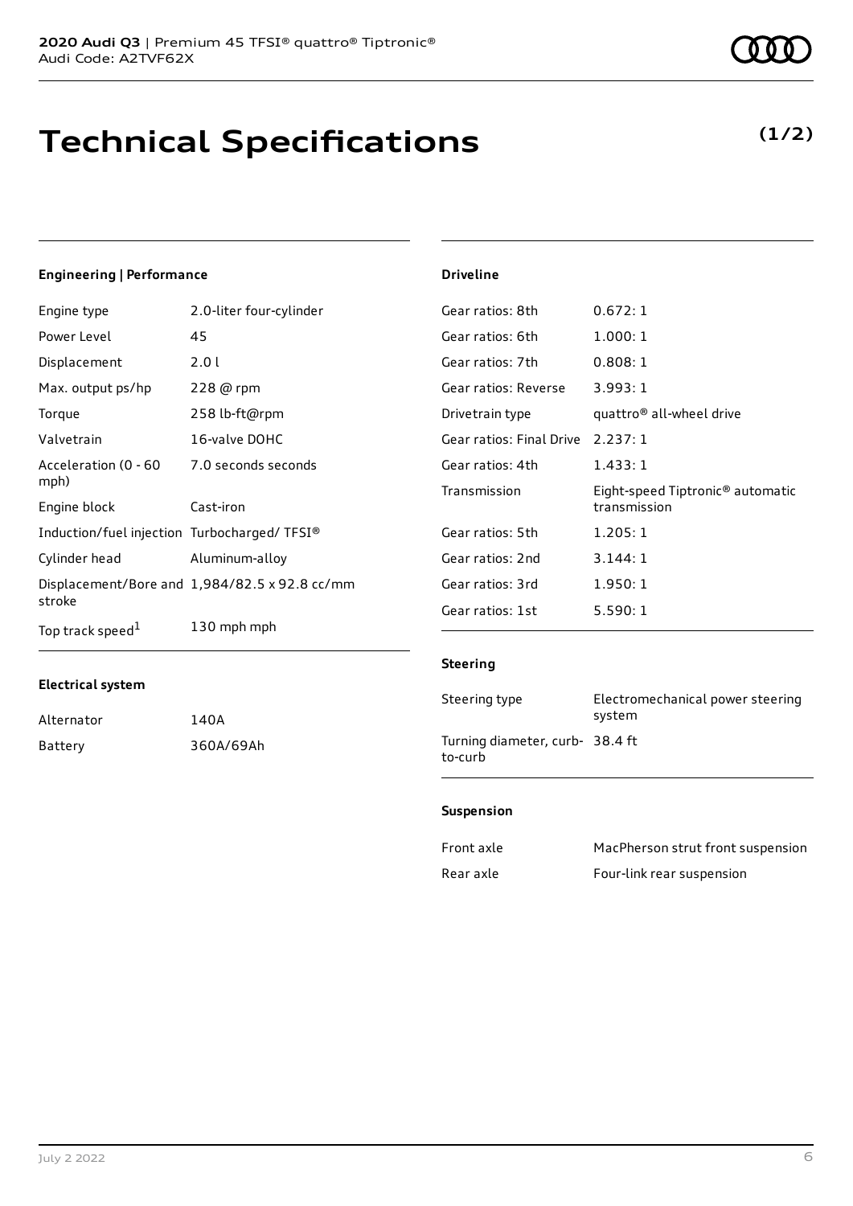# Technical Specifications

**(1/2)**

## Engineering | Performance

| | |
|---|---|
| Engine type | 2.0-liter four-cylinder |
| Power Level | 45 |
| Displacement | 2.0 l |
| Max. output ps/hp | 228 @ rpm |
| Torque | 258 lb-ft@rpm |
| Valvetrain | 16-valve DOHC |
| Acceleration (0 - 60 mph) | 7.0 seconds seconds |
| Engine block | Cast-iron |
| Induction/fuel injection | Turbocharged/ TFSI® |
| Cylinder head | Aluminum-alloy |
| Displacement/Bore and stroke | 1,984/82.5 x 92.8 cc/mm |
| Top track speed[1] | 130 mph mph |

## Electrical system

| | |
|---|---|
| Alternator | 140A |
| Battery | 360A/69Ah |

## Driveline

| | |
|---|---|
| Gear ratios: 8th | 0.672: 1 |
| Gear ratios: 6th | 1.000: 1 |
| Gear ratios: 7th | 0.808: 1 |
| Gear ratios: Reverse | 3.993: 1 |
| Drivetrain type | quattro® all-wheel drive |
| Gear ratios: Final Drive | 2.237: 1 |
| Gear ratios: 4th | 1.433: 1 |
| Transmission | Eight-speed Tiptronic® automatic transmission |
| Gear ratios: 5th | 1.205: 1 |
| Gear ratios: 2nd | 3.144: 1 |
| Gear ratios: 3rd | 1.950: 1 |
| Gear ratios: 1st | 5.590: 1 |

## Steering

| | |
|---|---|
| Steering type | Electromechanical power steering system |
| Turning diameter, curb-to-curb | 38.4 ft |

## Suspension

| | |
|---|---|
| Front axle | MacPherson strut front suspension |
| Rear axle | Four-link rear suspension |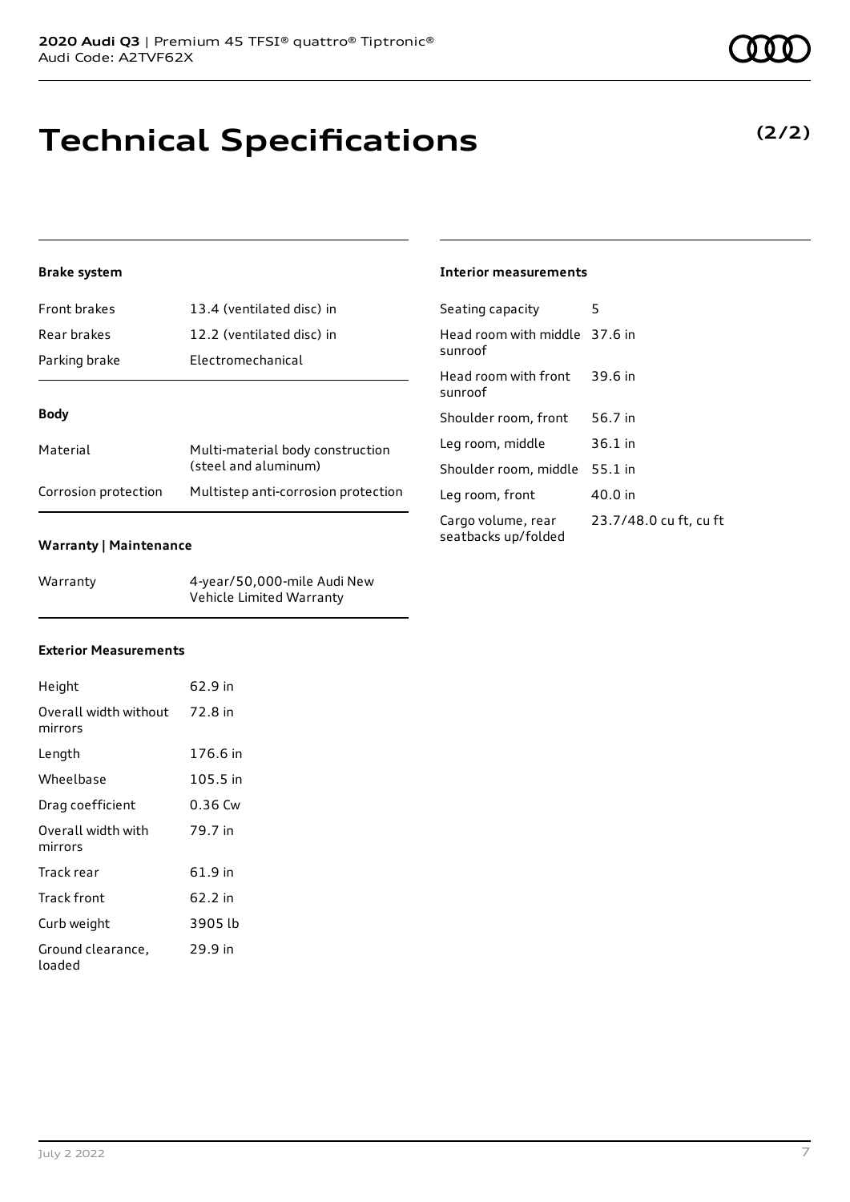# Technical Specifications

**(2/2)**

### Brake system

| | |
|---|---|
| Front brakes | 13.4 (ventilated disc) in |
| Rear brakes | 12.2 (ventilated disc) in |
| Parking brake | Electromechanical |

### Body

| | |
|---|---|
| Material | Multi-material body construction (steel and aluminum) |
| Corrosion protection | Multistep anti-corrosion protection |

### Warranty | Maintenance

| | |
|---|---|
| Warranty | 4-year/50,000-mile Audi New Vehicle Limited Warranty |

### Exterior Measurements

| | |
|---|---|
| Height | 62.9 in |
| Overall width without mirrors | 72.8 in |
| Length | 176.6 in |
| Wheelbase | 105.5 in |
| Drag coefficient | 0.36 Cw |
| Overall width with mirrors | 79.7 in |
| Track rear | 61.9 in |
| Track front | 62.2 in |
| Curb weight | 3905 lb |
| Ground clearance, loaded | 29.9 in |

### Interior measurements

| | |
|---|---|
| Seating capacity | 5 |
| Head room with middle sunroof | 37.6 in |
| Head room with front sunroof | 39.6 in |
| Shoulder room, front | 56.7 in |
| Leg room, middle | 36.1 in |
| Shoulder room, middle | 55.1 in |
| Leg room, front | 40.0 in |
| Cargo volume, rear seatbacks up/folded | 23.7/48.0 cu ft, cu ft |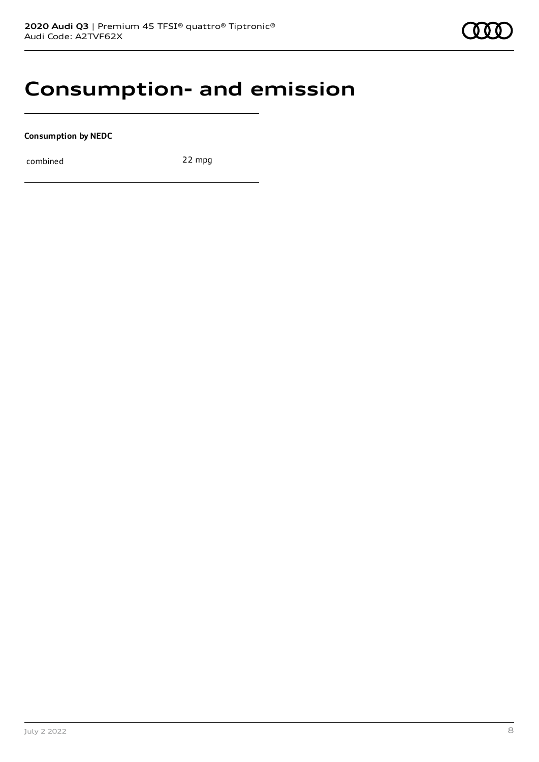# Consumption- and emission

**Consumption by NEDC**

| combined | 22 mpg |
|---|---|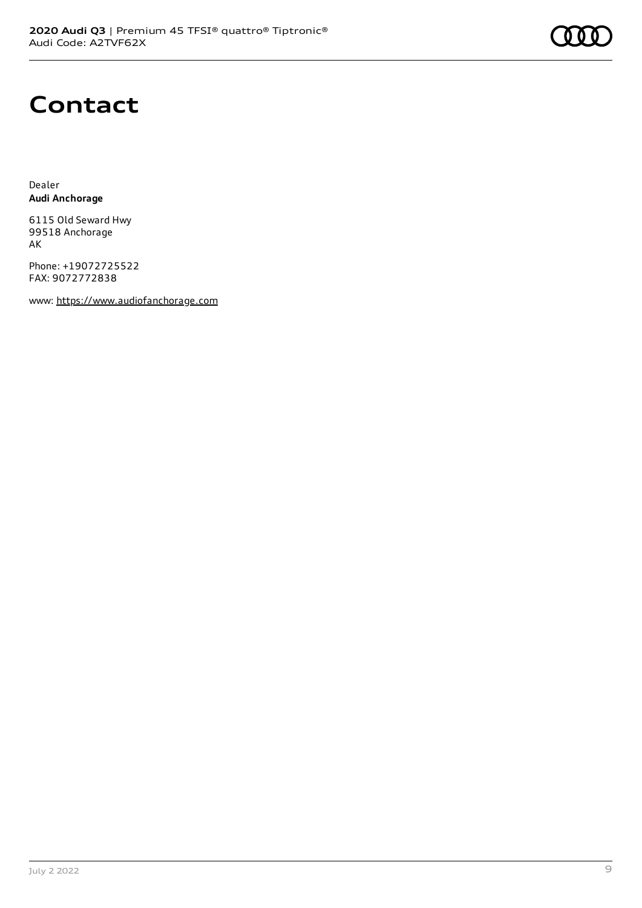# Contact

Dealer
**Audi Anchorage**

6115 Old Seward Hwy
99518 Anchorage
AK

Phone: +19072725522
FAX: 9072772838

www: https://www.audiofanchorage.com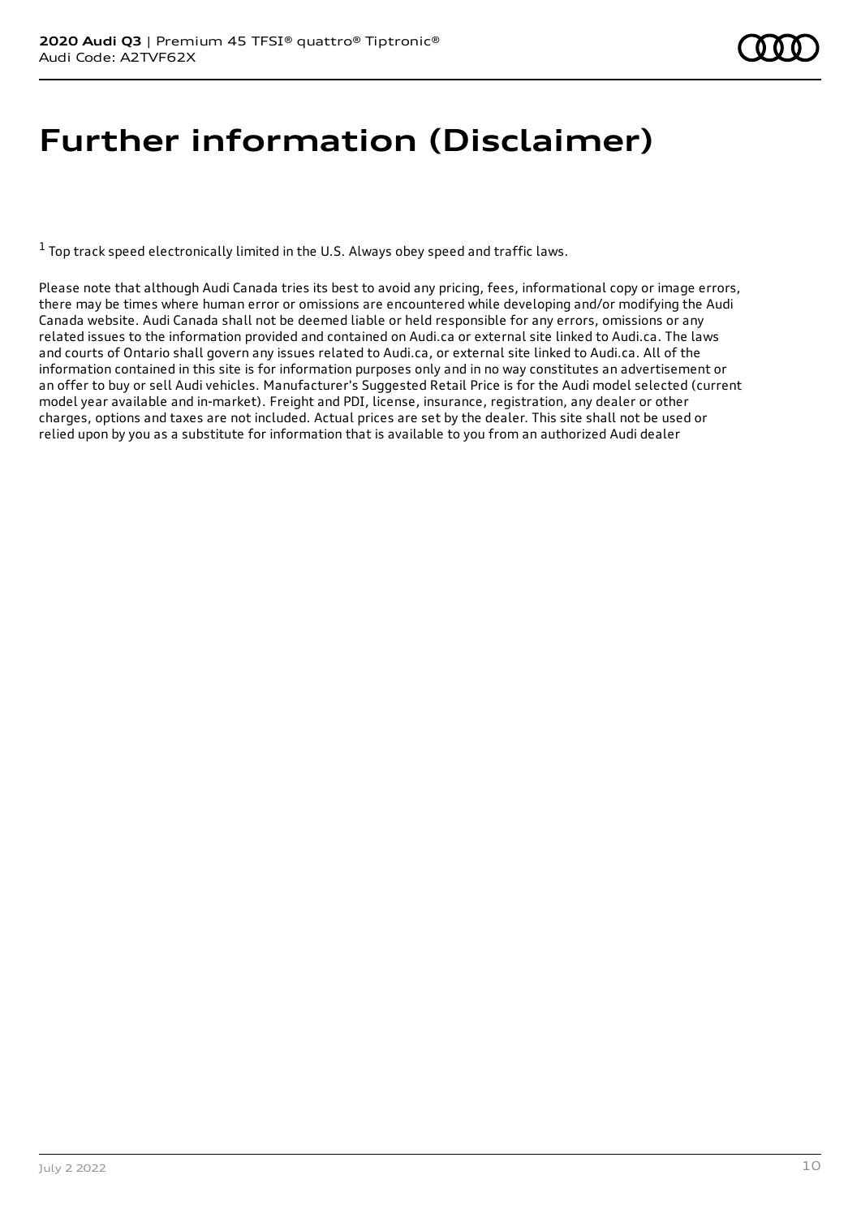# Further information (Disclaimer)

[1] Top track speed electronically limited in the U.S. Always obey speed and traffic laws.

Please note that although Audi Canada tries its best to avoid any pricing, fees, informational copy or image errors, there may be times where human error or omissions are encountered while developing and/or modifying the Audi Canada website. Audi Canada shall not be deemed liable or held responsible for any errors, omissions or any related issues to the information provided and contained on Audi.ca or external site linked to Audi.ca. The laws and courts of Ontario shall govern any issues related to Audi.ca, or external site linked to Audi.ca. All of the information contained in this site is for information purposes only and in no way constitutes an advertisement or an offer to buy or sell Audi vehicles. Manufacturer's Suggested Retail Price is for the Audi model selected (current model year available and in-market). Freight and PDI, license, insurance, registration, any dealer or other charges, options and taxes are not included. Actual prices are set by the dealer. This site shall not be used or relied upon by you as a substitute for information that is available to you from an authorized Audi dealer